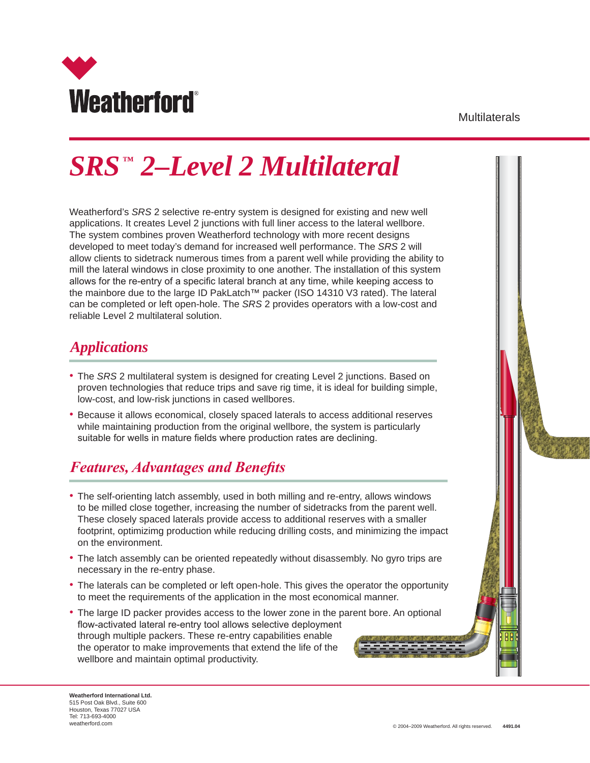Weatherford®

Multilaterals

# *SRS™ 2–Level 2 Multilateral*

Weatherford's *SRS* 2 selective re-entry system is designed for existing and new well applications. It creates Level 2 junctions with full liner access to the lateral wellbore. The system combines proven Weatherford technology with more recent designs developed to meet today's demand for increased well performance. The *SRS* 2 will allow clients to sidetrack numerous times from a parent well while providing the ability to mill the lateral windows in close proximity to one another. The installation of this system allows for the re-entry of a specific lateral branch at any time, while keeping access to the mainbore due to the large ID PakLatch™ packer (ISO 14310 V3 rated). The lateral can be completed or left open-hole. The *SRS* 2 provides operators with a low-cost and reliable Level 2 multilateral solution.

## *Applications*

- The *SRS* 2 multilateral system is designed for creating Level 2 junctions. Based on proven technologies that reduce trips and save rig time, it is ideal for building simple, low-cost, and low-risk junctions in cased wellbores.
- Because it allows economical, closely spaced laterals to access additional reserves while maintaining production from the original wellbore, the system is particularly suitable for wells in mature fields where production rates are declining.

## *Features, Advantages and Benefits*

- The self-orienting latch assembly, used in both milling and re-entry, allows windows to be milled close together, increasing the number of sidetracks from the parent well. These closely spaced laterals provide access to additional reserves with a smaller footprint, optimizimg production while reducing drilling costs, and minimizing the impact on the environment.
- The latch assembly can be oriented repeatedly without disassembly. No gyro trips are necessary in the re-entry phase.
- The laterals can be completed or left open-hole. This gives the operator the opportunity to meet the requirements of the application in the most economical manner.
- The large ID packer provides access to the lower zone in the parent bore. An optional flow-activated lateral re-entry tool allows selective deployment through multiple packers. These re-entry capabilities enable the operator to make improvements that extend the life of the wellbore and maintain optimal productivity.

**Weatherford International Ltd.**
515 Post Oak Blvd., Suite 600
Houston, Texas 77027 USA
Tel: 713-693-4000
weatherford.com

© 2004–2009 Weatherford. All rights reserved. **4491.04**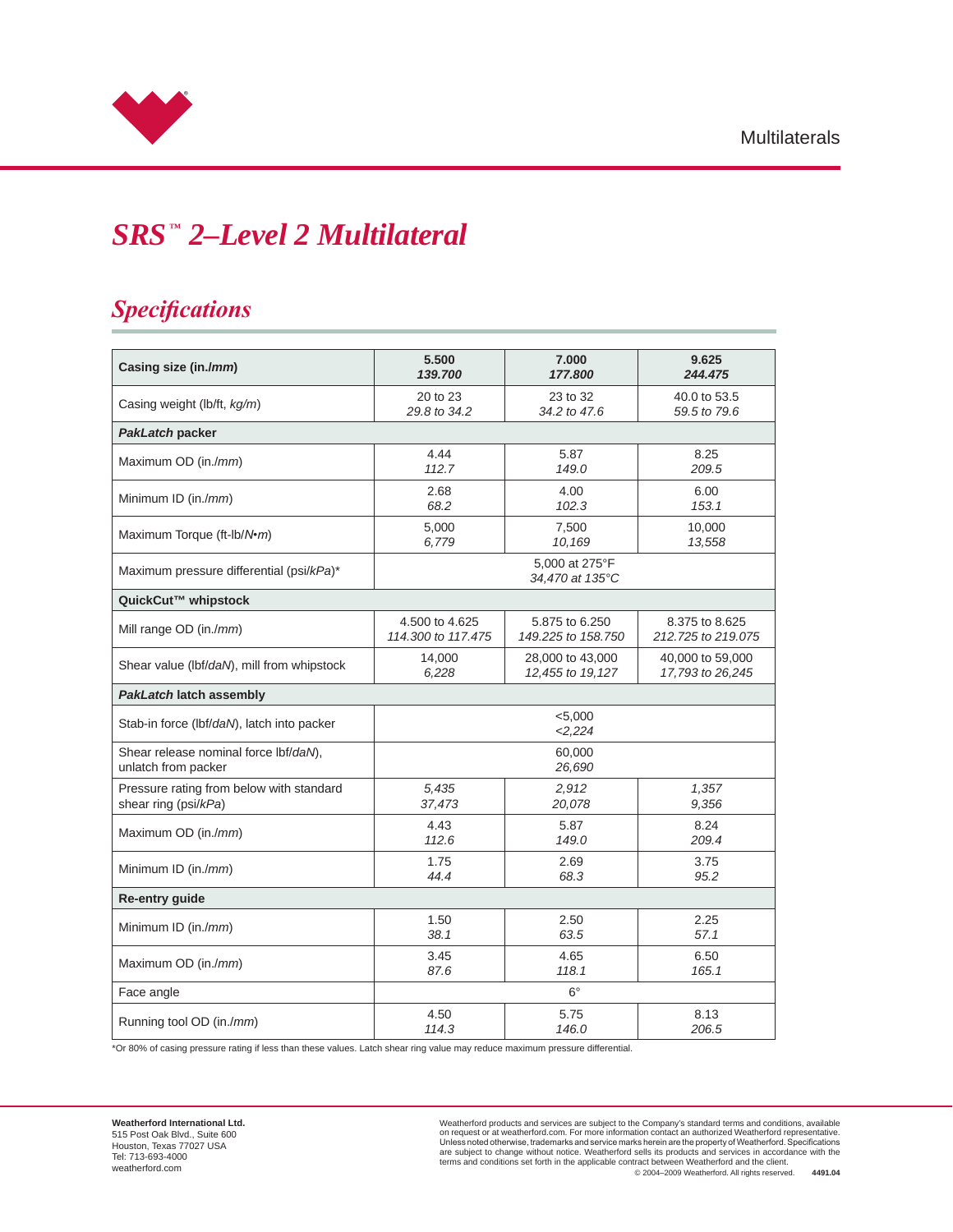# *SRS™ 2–Level 2 Multilateral*

## *Specifications*

| Casing size (in./*mm*) | 5.500<br>***139.700*** | 7.000<br>***177.800*** | 9.625<br>***244.475*** |
|---|---|---|---|
| Casing weight (lb/ft, *kg/m*) | 20 to 23<br>*29.8 to 34.2* | 23 to 32<br>*34.2 to 47.6* | 40.0 to 53.5<br>*59.5 to 79.6* |
| ***PakLatch* packer** | | | |
| Maximum OD (in./*mm*) | 4.44<br>*112.7* | 5.87<br>*149.0* | 8.25<br>*209.5* |
| Minimum ID (in./*mm*) | 2.68<br>*68.2* | 4.00<br>*102.3* | 6.00<br>*153.1* |
| Maximum Torque (ft-lb/*N•m*) | 5,000<br>*6,779* | 7,500<br>*10,169* | 10,000<br>*13,558* |
| Maximum pressure differential (psi/*kPa*)* | 5,000 at 275°F<br>*34,470 at 135°C* | | |
| **QuickCut™ whipstock** | | | |
| Mill range OD (in./*mm*) | 4.500 to 4.625<br>*114.300 to 117.475* | 5.875 to 6.250<br>*149.225 to 158.750* | 8.375 to 8.625<br>*212.725 to 219.075* |
| Shear value (lbf/*daN*), mill from whipstock | 14,000<br>*6,228* | 28,000 to 43,000<br>*12,455 to 19,127* | 40,000 to 59,000<br>*17,793 to 26,245* |
| ***PakLatch* latch assembly** | | | |
| Stab-in force (lbf/*daN*), latch into packer | <5,000<br>*<2,224* | | |
| Shear release nominal force lbf/*daN*), unlatch from packer | 60,000<br>*26,690* | | |
| Pressure rating from below with standard shear ring (psi/*kPa*) | *5,435*<br>*37,473* | *2,912*<br>*20,078* | *1,357*<br>*9,356* |
| Maximum OD (in./*mm*) | 4.43<br>*112.6* | 5.87<br>*149.0* | 8.24<br>*209.4* |
| Minimum ID (in./*mm*) | 1.75<br>*44.4* | 2.69<br>*68.3* | 3.75<br>*95.2* |
| **Re-entry guide** | | | |
| Minimum ID (in./*mm*) | 1.50<br>*38.1* | 2.50<br>*63.5* | 2.25<br>*57.1* |
| Maximum OD (in./*mm*) | 3.45<br>*87.6* | 4.65<br>*118.1* | 6.50<br>*165.1* |
| Face angle | 6° | | |
| Running tool OD (in./*mm*) | 4.50<br>*114.3* | 5.75<br>*146.0* | 8.13<br>*206.5* |

*Or 80% of casing pressure rating if less than these values. Latch shear ring value may reduce maximum pressure differential.

**Weatherford International Ltd.**
515 Post Oak Blvd., Suite 600
Houston, Texas 77027 USA
Tel: 713-693-4000
weatherford.com

Weatherford products and services are subject to the Company's standard terms and conditions, available on request or at weatherford.com. For more information contact an authorized Weatherford representative. Unless noted otherwise, trademarks and service marks herein are the property of Weatherford. Specifications are subject to change without notice. Weatherford sells its products and services in accordance with the terms and conditions set forth in the applicable contract between Weatherford and the client.
© 2004–2009 Weatherford. All rights reserved. **4491.04**